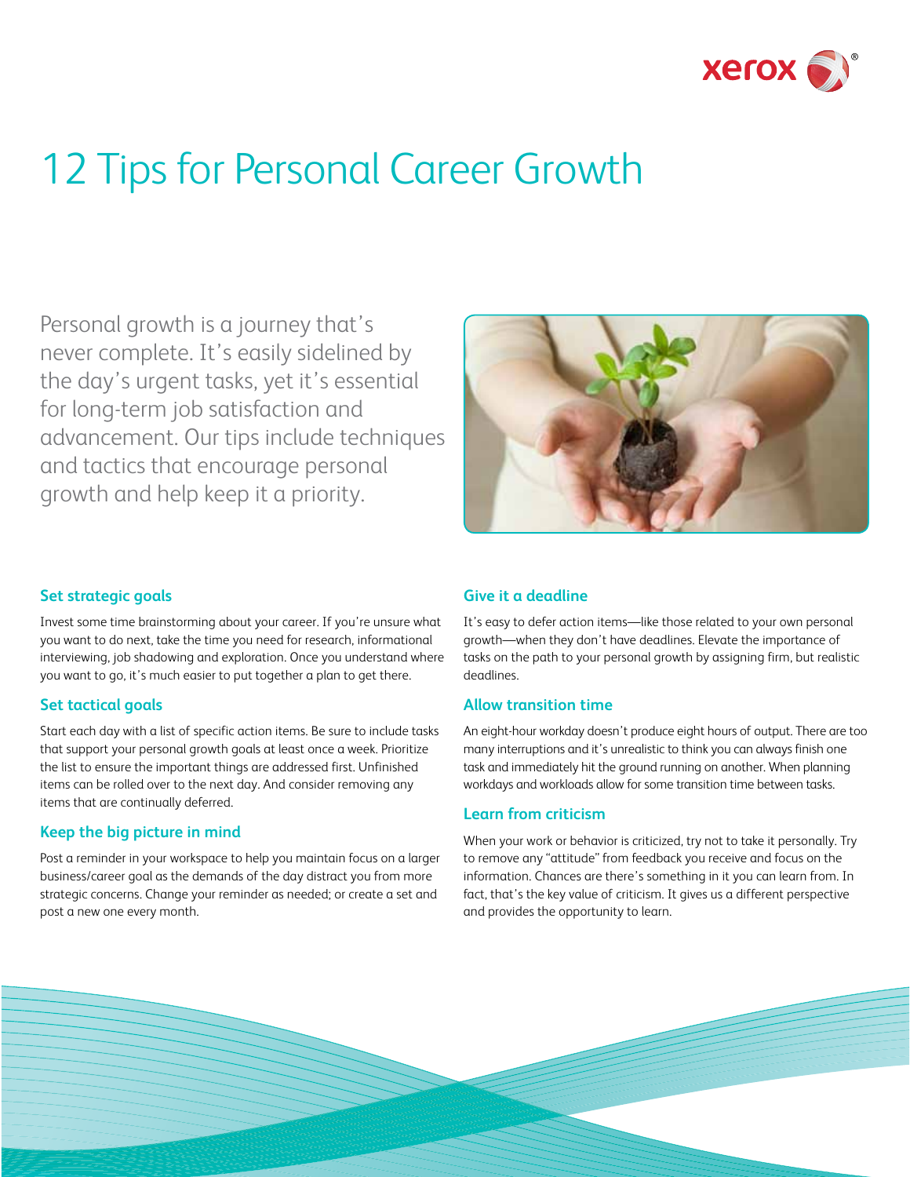# 12 Tips for Personal Career Growth

Personal growth is a journey that's never complete. It's easily sidelined by the day's urgent tasks, yet it's essential for long-term job satisfaction and advancement. Our tips include techniques and tactics that encourage personal growth and help keep it a priority.

### Set strategic goals

Invest some time brainstorming about your career. If you're unsure what you want to do next, take the time you need for research, informational interviewing, job shadowing and exploration. Once you understand where you want to go, it's much easier to put together a plan to get there.

### Set tactical goals

Start each day with a list of specific action items. Be sure to include tasks that support your personal growth goals at least once a week. Prioritize the list to ensure the important things are addressed first. Unfinished items can be rolled over to the next day. And consider removing any items that are continually deferred.

### Keep the big picture in mind

Post a reminder in your workspace to help you maintain focus on a larger business/career goal as the demands of the day distract you from more strategic concerns. Change your reminder as needed; or create a set and post a new one every month.

### Give it a deadline

It's easy to defer action items—like those related to your own personal growth—when they don't have deadlines. Elevate the importance of tasks on the path to your personal growth by assigning firm, but realistic deadlines.

### Allow transition time

An eight-hour workday doesn't produce eight hours of output. There are too many interruptions and it's unrealistic to think you can always finish one task and immediately hit the ground running on another. When planning workdays and workloads allow for some transition time between tasks.

### Learn from criticism

When your work or behavior is criticized, try not to take it personally. Try to remove any "attitude" from feedback you receive and focus on the information. Chances are there's something in it you can learn from. In fact, that's the key value of criticism. It gives us a different perspective and provides the opportunity to learn.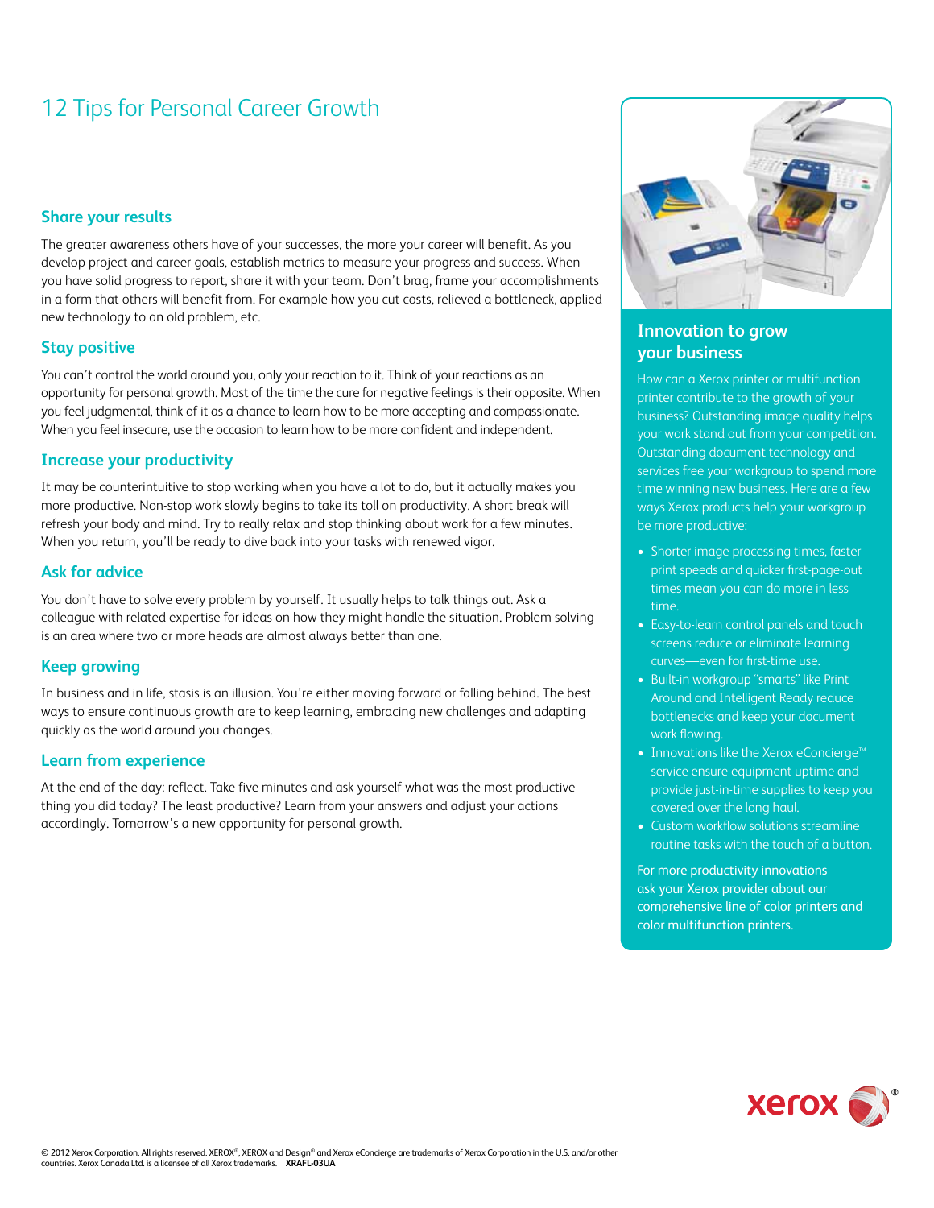# 12 Tips for Personal Career Growth

## Share your results

The greater awareness others have of your successes, the more your career will benefit. As you develop project and career goals, establish metrics to measure your progress and success. When you have solid progress to report, share it with your team. Don't brag, frame your accomplishments in a form that others will benefit from. For example how you cut costs, relieved a bottleneck, applied new technology to an old problem, etc.

## Stay positive

You can't control the world around you, only your reaction to it. Think of your reactions as an opportunity for personal growth. Most of the time the cure for negative feelings is their opposite. When you feel judgmental, think of it as a chance to learn how to be more accepting and compassionate. When you feel insecure, use the occasion to learn how to be more confident and independent.

## Increase your productivity

It may be counterintuitive to stop working when you have a lot to do, but it actually makes you more productive. Non-stop work slowly begins to take its toll on productivity. A short break will refresh your body and mind. Try to really relax and stop thinking about work for a few minutes. When you return, you'll be ready to dive back into your tasks with renewed vigor.

## Ask for advice

You don't have to solve every problem by yourself. It usually helps to talk things out. Ask a colleague with related expertise for ideas on how they might handle the situation. Problem solving is an area where two or more heads are almost always better than one.

## Keep growing

In business and in life, stasis is an illusion. You're either moving forward or falling behind. The best ways to ensure continuous growth are to keep learning, embracing new challenges and adapting quickly as the world around you changes.

## Learn from experience

At the end of the day: reflect. Take five minutes and ask yourself what was the most productive thing you did today? The least productive? Learn from your answers and adjust your actions accordingly. Tomorrow's a new opportunity for personal growth.

## Innovation to grow your business

How can a Xerox printer or multifunction printer contribute to the growth of your business? Outstanding image quality helps your work stand out from your competition. Outstanding document technology and services free your workgroup to spend more time winning new business. Here are a few ways Xerox products help your workgroup be more productive:

- Shorter image processing times, faster print speeds and quicker first-page-out times mean you can do more in less time.
- Easy-to-learn control panels and touch screens reduce or eliminate learning curves—even for first-time use.
- Built-in workgroup "smarts" like Print Around and Intelligent Ready reduce bottlenecks and keep your document work flowing.
- Innovations like the Xerox eConcierge™ service ensure equipment uptime and provide just-in-time supplies to keep you covered over the long haul.
- Custom workflow solutions streamline routine tasks with the touch of a button.

For more productivity innovations ask your Xerox provider about our comprehensive line of color printers and color multifunction printers.

© 2012 Xerox Corporation. All rights reserved. XEROX®, XEROX and Design® and Xerox eConcierge are trademarks of Xerox Corporation in the U.S. and/or other countries. Xerox Canada Ltd. is a licensee of all Xerox trademarks. **XRAFL-03UA**